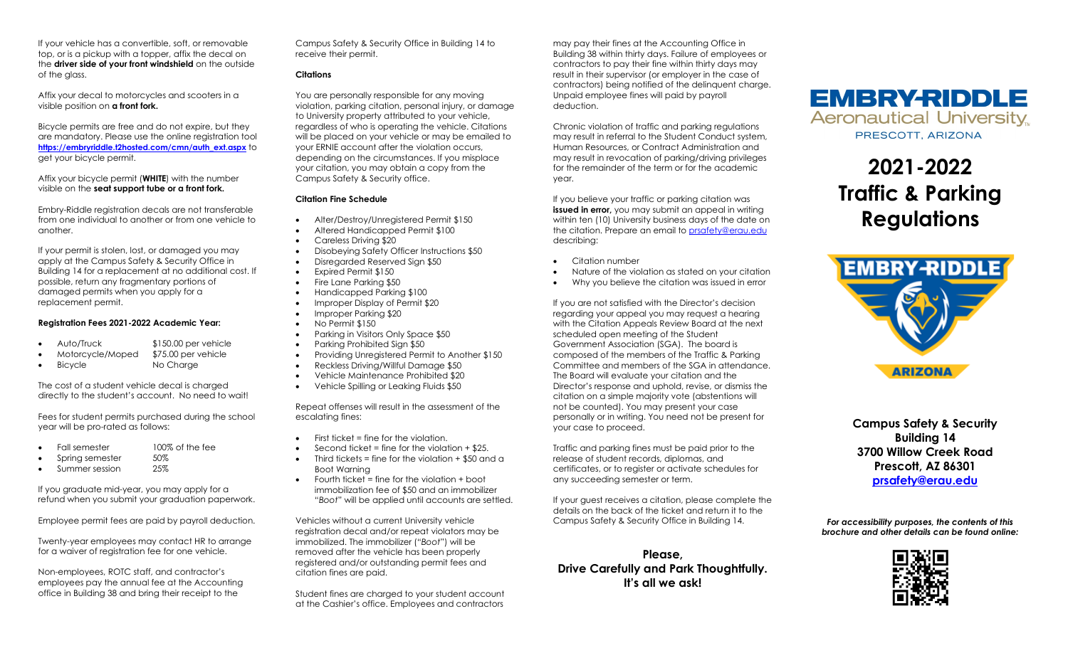If your vehicle has a convertible, soft, or removable top, or is a pickup with a topper, affix the decal on the **driver side of your front windshield** on the outside of the glass.

Affix your decal to motorcycles and scooters in a visible position on **a front fork.**

Bicycle permits are free and do not expire, but they are mandatory. Please use the online registration tool **https://embryriddle.t2hosted.com/cmn/auth_ext.aspx** to get your bicycle permit.

Affix your bicycle permit (**WHITE**) with the number visible on the **seat support tube or a front fork.**

Embry-Riddle registration decals are not transferable from one individual to another or from one vehicle to another.

If your permit is stolen, lost, or damaged you may apply at the Campus Safety & Security Office in Building 14 for a replacement at no additional cost. If possible, return any fragmentary portions of damaged permits when you apply for a replacement permit.

**Registration Fees 2021-2022 Academic Year:**

- Auto/Truck $150.00 per vehicle
- Motorcycle/Moped $75.00 per vehicle
- Bicycle No Charge

The cost of a student vehicle decal is charged directly to the student's account. No need to wait!

Fees for student permits purchased during the school year will be pro-rated as follows:

- Fall semester 100% of the fee
- Spring semester 50%
- Summer session 25%

If you graduate mid-year, you may apply for a refund when you submit your graduation paperwork.

Employee permit fees are paid by payroll deduction.

Twenty-year employees may contact HR to arrange for a waiver of registration fee for one vehicle.

Non-employees, ROTC staff, and contractor's employees pay the annual fee at the Accounting office in Building 38 and bring their receipt to the Campus Safety & Security Office in Building 14 to receive their permit.

**Citations**

You are personally responsible for any moving violation, parking citation, personal injury, or damage to University property attributed to your vehicle, regardless of who is operating the vehicle. Citations will be placed on your vehicle or may be emailed to your ERNIE account after the violation occurs, depending on the circumstances. If you misplace your citation, you may obtain a copy from the Campus Safety & Security office.

**Citation Fine Schedule**

- Alter/Destroy/Unregistered Permit $150
- Altered Handicapped Permit $100
- Careless Driving $20
- Disobeying Safety Officer Instructions $50
- Disregarded Reserved Sign $50
- Expired Permit $150
- Fire Lane Parking $50
- Handicapped Parking $100
- Improper Display of Permit $20
- Improper Parking $20
- No Permit $150
- Parking in Visitors Only Space $50
- Parking Prohibited Sign $50
- Providing Unregistered Permit to Another $150
- Reckless Driving/Willful Damage $50
- Vehicle Maintenance Prohibited $20
- Vehicle Spilling or Leaking Fluids $50

Repeat offenses will result in the assessment of the escalating fines:

- First ticket = fine for the violation.
- Second ticket = fine for the violation + $25.
- Third tickets = fine for the violation + $50 and a Boot Warning
- Fourth ticket = fine for the violation + boot immobilization fee of $50 and an immobilizer "*Boot*" will be applied until accounts are settled.

Vehicles without a current University vehicle registration decal and/or repeat violators may be immobilized. The immobilizer ("*Boot*") will be removed after the vehicle has been properly registered and/or outstanding permit fees and citation fines are paid.

Student fines are charged to your student account at the Cashier's office. Employees and contractors may pay their fines at the Accounting Office in Building 38 within thirty days. Failure of employees or contractors to pay their fine within thirty days may result in their supervisor (or employer in the case of contractors) being notified of the delinquent charge. Unpaid employee fines will paid by payroll deduction.

Chronic violation of traffic and parking regulations may result in referral to the Student Conduct system, Human Resources, or Contract Administration and may result in revocation of parking/driving privileges for the remainder of the term or for the academic year.

If you believe your traffic or parking citation was **issued in error,** you may submit an appeal in writing within ten (10) University business days of the date on the citation. Prepare an email to prsafety@erau.edu describing:

- Citation number
- Nature of the violation as stated on your citation
- Why you believe the citation was issued in error

If you are not satisfied with the Director's decision regarding your appeal you may request a hearing with the Citation Appeals Review Board at the next scheduled open meeting of the Student Government Association (SGA). The board is composed of the members of the Traffic & Parking Committee and members of the SGA in attendance. The Board will evaluate your citation and the Director's response and uphold, revise, or dismiss the citation on a simple majority vote (abstentions will not be counted). You may present your case personally or in writing. You need not be present for your case to proceed.

Traffic and parking fines must be paid prior to the release of student records, diplomas, and certificates, or to register or activate schedules for any succeeding semester or term.

If your guest receives a citation, please complete the details on the back of the ticket and return it to the Campus Safety & Security Office in Building 14.

**Please,**
**Drive Carefully and Park Thoughtfully.**
**It's all we ask!**

EMBRY-RIDDLE
Aeronautical University
PRESCOTT, ARIZONA

# 2021-2022 Traffic & Parking Regulations

**Campus Safety & Security**
**Building 14**
**3700 Willow Creek Road**
**Prescott, AZ 86301**
**prsafety@erau.edu**

***For accessibility purposes, the contents of this brochure and other details can be found online:***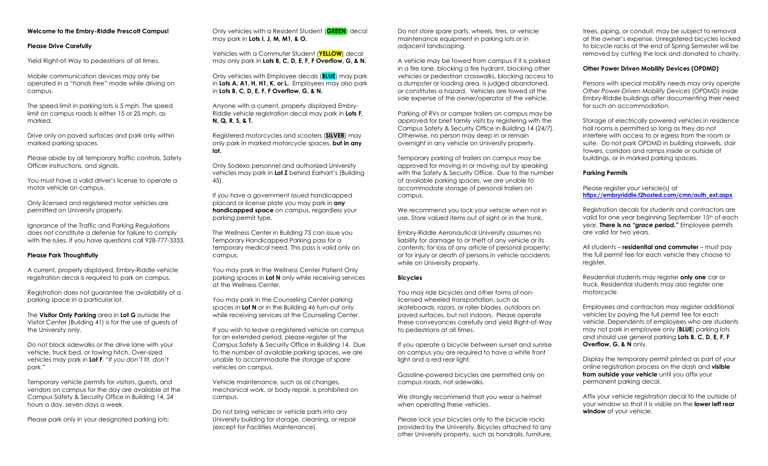**Welcome to the Embry-Riddle Prescott Campus!**

**Please Drive Carefully**

Yield Right-of-Way to pedestrians at all times.

Mobile communication devices may only be operated in a *"hands free"* mode while driving on campus.

The speed limit in parking lots is 5 mph. The speed limit on campus roads is either 15 or 25 mph, as marked.

Drive only on paved surfaces and park only within marked parking spaces.

Please abide by all temporary traffic controls, Safety Officer instructions, and signals.

You must have a valid driver's license to operate a motor vehicle on campus.

Only licensed and registered motor vehicles are permitted on University property.

Ignorance of the Traffic and Parking Regulations does not constitute a defense for failure to comply with the rules. If you have questions call 928-777-3333.

**Please Park Thoughtfully**

A current, properly displayed, Embry-Riddle vehicle registration decal is required to park on campus.

Registration does not guarantee the availability of a parking space in a particular lot.

The **Visitor Only Parking** area in **Lot G** outside the Visitor Center (Building 41) is for the use of guests of the University only.

Do not block sidewalks or the drive lane with your vehicle, truck bed, or towing hitch. Over-sized vehicles may park in **Lot F**. *"If you don't fit, don't park."*

Temporary vehicle permits for visitors, guests, and vendors on campus for the day are available at the Campus Safety & Security Office in Building 14, 24 hours a day, seven days a week.

Please park only in your designated parking lots:

Only vehicles with a Resident Student (**GREEN**) decal may park in **Lots I, J, M, M1, & O.**

Vehicles with a Commuter Student (**YELLOW**) decal may only park in **Lots B, C, D, E, F, F Overflow, G, & N.**

Only vehicles with Employee decals (**BLUE**) may park in **Lots A, A1, H, H1, K, or L.** Employees may also park in **Lots B, C, D, E, F, F Overflow, G, & N.**

Anyone with a current, properly displayed Embry-Riddle vehicle registration decal may park in **Lots F, N, Q, R, S, & T.**

Registered motorcycles and scooters (**SILVER**) may only park in marked motorcycle spaces, **but in any lot.**

Only Sodexo personnel and authorized University vehicles may park in **Lot Z** behind Earhart's (Building 45).

If you have a government issued handicapped placard or license plate you may park in **any handicapped space** on campus, regardless your parking permit type.

The Wellness Center in Building 73 can issue you Temporary Handicapped Parking pass for a temporary medical need. This pass is valid only on campus.

You may park in the Wellness Center Patient Only parking spaces in **Lot N** only while receiving services at the Wellness Center.

You may park in the Counseling Center parking spaces in **Lot N** or in the Building 46 turn-out only while receiving services at the Counseling Center.

If you wish to leave a registered vehicle on campus for an extended period, please register at the Campus Safety & Security Office in Building 14. Due to the number of available parking spaces, we are unable to accommodate the storage of spare vehicles on campus.

Vehicle maintenance, such as oil changes, mechanical work, or body repair, is prohibited on campus.

Do not bring vehicles or vehicle parts into any University building for storage, cleaning, or repair (except for Facilities Maintenance).

Do not store spare parts, wheels, tires, or vehicle maintenance equipment in parking lots or in adjacent landscaping.

A vehicle may be towed from campus if it is parked in a fire lane, blocking a fire hydrant, blocking other vehicles or pedestrian crosswalks, blocking access to a dumpster or loading area, is judged abandoned, or constitutes a hazard. Vehicles are towed at the sole expense of the owner/operator of the vehicle.

Parking of RVs or camper trailers on campus may be approved for brief family visits by registering with the Campus Safety & Security Office in Building 14 (24/7). Otherwise, no person may sleep in or remain overnight in any vehicle on University property.

Temporary parking of trailers on campus may be approved for moving in or moving out by speaking with the Safety & Security Office. Due to the number of available parking spaces, we are unable to accommodate storage of personal trailers on campus.

We recommend you lock your vehicle when not in use. Store valued items out of sight or in the trunk.

Embry-Riddle Aeronautical University assumes no liability for damage to or theft of any vehicle or its contents; for loss of any article of personal property; or for injury or death of persons in vehicle accidents while on University property.

**Bicycles**

You may ride bicycles and other forms of non-licensed wheeled transportation, such as skateboards, razors, or roller blades, outdoors on paved surfaces, but not indoors. Please operate these conveyances carefully and yield Right-of-Way to pedestrians at all times.

If you operate a bicycle between sunset and sunrise on campus you are required to have a white front light and a red rear light.

Gasoline-powered bicycles are permitted only on campus roads, not sidewalks.

We strongly recommend that you wear a helmet when operating these vehicles.

Please lock your bicycles only to the bicycle racks provided by the University. Bicycles attached to any other University property, such as handrails, furniture, trees, piping, or conduit, may be subject to removal at the owner's expense. Unregistered bicycles locked to bicycle racks at the end of Spring Semester will be removed by cutting the lock and donated to charity.

**Other Power Driven Mobility Devices (OPDMD)**

Persons with special mobility needs may only operate *Other Power-Driven Mobility Devices* (OPDMD) inside Embry-Riddle buildings after documenting their need for such an accommodation.

Storage of electrically powered vehicles in residence hall rooms is permitted so long as they do not interfere with access to or egress from the room or suite. Do not park OPDMD in building stairwells, stair towers, corridors and ramps inside or outside of buildings, or in marked parking spaces.

**Parking Permits**

Please register your vehicle(s) at **https://embryriddle.t2hosted.com/cmn/auth_ext.aspx**

Registration decals for students and contractors are valid for one year beginning September 15th of each year. **There is no *"grace period."*** Employee permits are valid for two years.

All students – **residential and commuter** – must pay the full permit fee for each vehicle they choose to register.

Residential students may register **only one** car or truck. Residential students may also register one motorcycle.

Employees and contractors may register additional vehicles by paying the full permit fee for each vehicle. Dependents of employees who are students may not park in employee only (**BLUE**) parking lots and should use general parking **Lots B, C, D, E, F, F Overflow, G, & N** only.

Display the temporary permit printed as part of your online registration process on the dash and **visible from outside your vehicle** until you affix your permanent parking decal.

Affix your vehicle registration decal to the outside of your window so that it is visible on the **lower left rear window** of your vehicle.